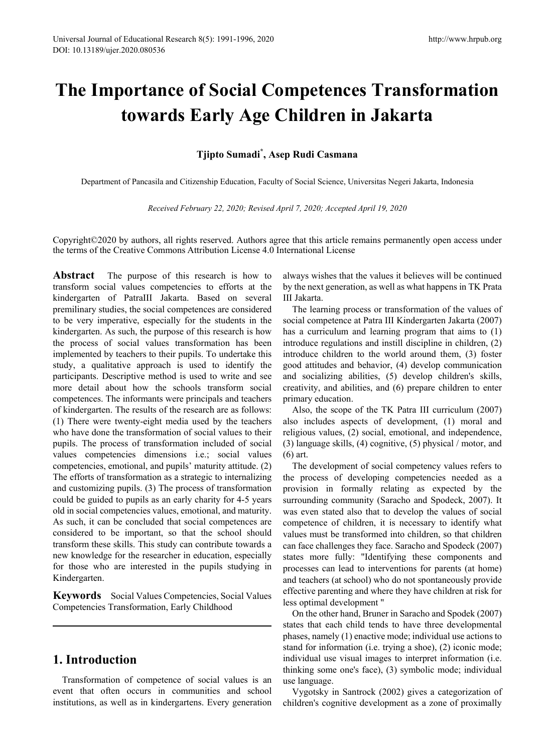# The Importance of Social Competences Transformation towards Early Age Children in Jakarta

**Tjipto Sumadi*, Asep Rudi Casmana**

Department of Pancasila and Citizenship Education, Faculty of Social Science, Universitas Negeri Jakarta, Indonesia

*Received February 22, 2020; Revised April 7, 2020; Accepted April 19, 2020*

Copyright©2020 by authors, all rights reserved. Authors agree that this article remains permanently open access under the terms of the Creative Commons Attribution License 4.0 International License

**Abstract** The purpose of this research is how to transform social values competencies to efforts at the kindergarten of PatraIII Jakarta. Based on several premilinary studies, the social competences are considered to be very imperative, especially for the students in the kindergarten. As such, the purpose of this research is how the process of social values transformation has been implemented by teachers to their pupils. To undertake this study, a qualitative approach is used to identify the participants. Descriptive method is used to write and see more detail about how the schools transform social competences. The informants were principals and teachers of kindergarten. The results of the research are as follows: (1) There were twenty-eight media used by the teachers who have done the transformation of social values to their pupils. The process of transformation included of social values competencies dimensions i.e.; social values competencies, emotional, and pupils' maturity attitude. (2) The efforts of transformation as a strategic to internalizing and customizing pupils. (3) The process of transformation could be guided to pupils as an early charity for 4-5 years old in social competencies values, emotional, and maturity. As such, it can be concluded that social competences are considered to be important, so that the school should transform these skills. This study can contribute towards a new knowledge for the researcher in education, especially for those who are interested in the pupils studying in Kindergarten.

**Keywords** Social Values Competencies, Social Values Competencies Transformation, Early Childhood

## 1. Introduction

Transformation of competence of social values is an event that often occurs in communities and school institutions, as well as in kindergartens. Every generation always wishes that the values it believes will be continued by the next generation, as well as what happens in TK Prata III Jakarta.

The learning process or transformation of the values of social competence at Patra III Kindergarten Jakarta (2007) has a curriculum and learning program that aims to (1) introduce regulations and instill discipline in children, (2) introduce children to the world around them, (3) foster good attitudes and behavior, (4) develop communication and socializing abilities, (5) develop children's skills, creativity, and abilities, and (6) prepare children to enter primary education.

Also, the scope of the TK Patra III curriculum (2007) also includes aspects of development, (1) moral and religious values, (2) social, emotional, and independence, (3) language skills, (4) cognitive, (5) physical / motor, and (6) art.

The development of social competency values refers to the process of developing competencies needed as a provision in formally relating as expected by the surrounding community (Saracho and Spodeck, 2007). It was even stated also that to develop the values of social competence of children, it is necessary to identify what values must be transformed into children, so that children can face challenges they face. Saracho and Spodeck (2007) states more fully: "Identifying these components and processes can lead to interventions for parents (at home) and teachers (at school) who do not spontaneously provide effective parenting and where they have children at risk for less optimal development "

On the other hand, Bruner in Saracho and Spodek (2007) states that each child tends to have three developmental phases, namely (1) enactive mode; individual use actions to stand for information (i.e. trying a shoe), (2) iconic mode; individual use visual images to interpret information (i.e. thinking some one's face), (3) symbolic mode; individual use language.

Vygotsky in Santrock (2002) gives a categorization of children's cognitive development as a zone of proximally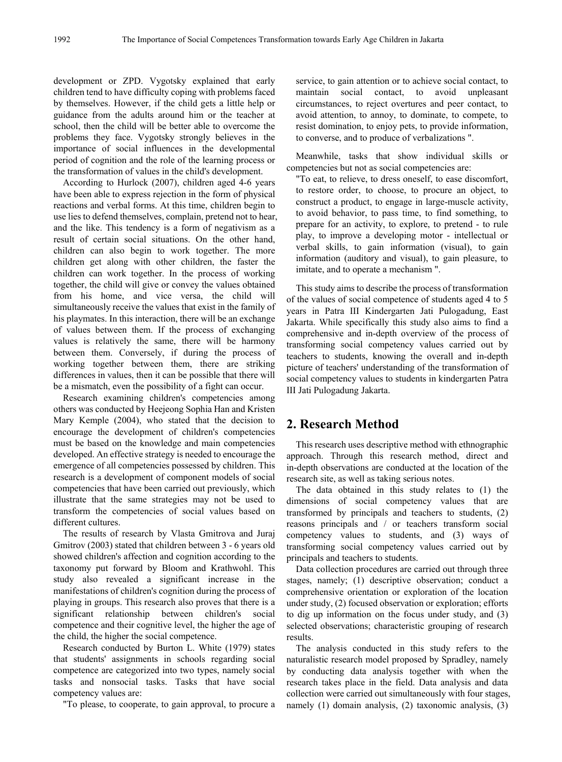development or ZPD. Vygotsky explained that early children tend to have difficulty coping with problems faced by themselves. However, if the child gets a little help or guidance from the adults around him or the teacher at school, then the child will be better able to overcome the problems they face. Vygotsky strongly believes in the importance of social influences in the developmental period of cognition and the role of the learning process or the transformation of values in the child's development.

According to Hurlock (2007), children aged 4-6 years have been able to express rejection in the form of physical reactions and verbal forms. At this time, children begin to use lies to defend themselves, complain, pretend not to hear, and the like. This tendency is a form of negativism as a result of certain social situations. On the other hand, children can also begin to work together. The more children get along with other children, the faster the children can work together. In the process of working together, the child will give or convey the values obtained from his home, and vice versa, the child will simultaneously receive the values that exist in the family of his playmates. In this interaction, there will be an exchange of values between them. If the process of exchanging values is relatively the same, there will be harmony between them. Conversely, if during the process of working together between them, there are striking differences in values, then it can be possible that there will be a mismatch, even the possibility of a fight can occur.

Research examining children's competencies among others was conducted by Heejeong Sophia Han and Kristen Mary Kemple (2004), who stated that the decision to encourage the development of children's competencies must be based on the knowledge and main competencies developed. An effective strategy is needed to encourage the emergence of all competencies possessed by children. This research is a development of component models of social competencies that have been carried out previously, which illustrate that the same strategies may not be used to transform the competencies of social values based on different cultures.

The results of research by Vlasta Gmitrova and Juraj Gmitrov (2003) stated that children between 3 - 6 years old showed children's affection and cognition according to the taxonomy put forward by Bloom and Krathwohl. This study also revealed a significant increase in the manifestations of children's cognition during the process of playing in groups. This research also proves that there is a significant relationship between children's social competence and their cognitive level, the higher the age of the child, the higher the social competence.

Research conducted by Burton L. White (1979) states that students' assignments in schools regarding social competence are categorized into two types, namely social tasks and nonsocial tasks. Tasks that have social competency values are:

"To please, to cooperate, to gain approval, to procure a service, to gain attention or to achieve social contact, to maintain social contact, to avoid unpleasant circumstances, to reject overtures and peer contact, to avoid attention, to annoy, to dominate, to compete, to resist domination, to enjoy pets, to provide information, to converse, and to produce of verbalizations ".

Meanwhile, tasks that show individual skills or competencies but not as social competencies are:

"To eat, to relieve, to dress oneself, to ease discomfort, to restore order, to choose, to procure an object, to construct a product, to engage in large-muscle activity, to avoid behavior, to pass time, to find something, to prepare for an activity, to explore, to pretend - to rule play, to improve a developing motor - intellectual or verbal skills, to gain information (visual), to gain information (auditory and visual), to gain pleasure, to imitate, and to operate a mechanism ".

This study aims to describe the process of transformation of the values of social competence of students aged 4 to 5 years in Patra III Kindergarten Jati Pulogadung, East Jakarta. While specifically this study also aims to find a comprehensive and in-depth overview of the process of transforming social competency values carried out by teachers to students, knowing the overall and in-depth picture of teachers' understanding of the transformation of social competency values to students in kindergarten Patra III Jati Pulogadung Jakarta.

## 2. Research Method

This research uses descriptive method with ethnographic approach. Through this research method, direct and in-depth observations are conducted at the location of the research site, as well as taking serious notes.

The data obtained in this study relates to (1) the dimensions of social competency values that are transformed by principals and teachers to students, (2) reasons principals and / or teachers transform social competency values to students, and (3) ways of transforming social competency values carried out by principals and teachers to students.

Data collection procedures are carried out through three stages, namely; (1) descriptive observation; conduct a comprehensive orientation or exploration of the location under study, (2) focused observation or exploration; efforts to dig up information on the focus under study, and (3) selected observations; characteristic grouping of research results.

The analysis conducted in this study refers to the naturalistic research model proposed by Spradley, namely by conducting data analysis together with when the research takes place in the field. Data analysis and data collection were carried out simultaneously with four stages, namely (1) domain analysis, (2) taxonomic analysis, (3)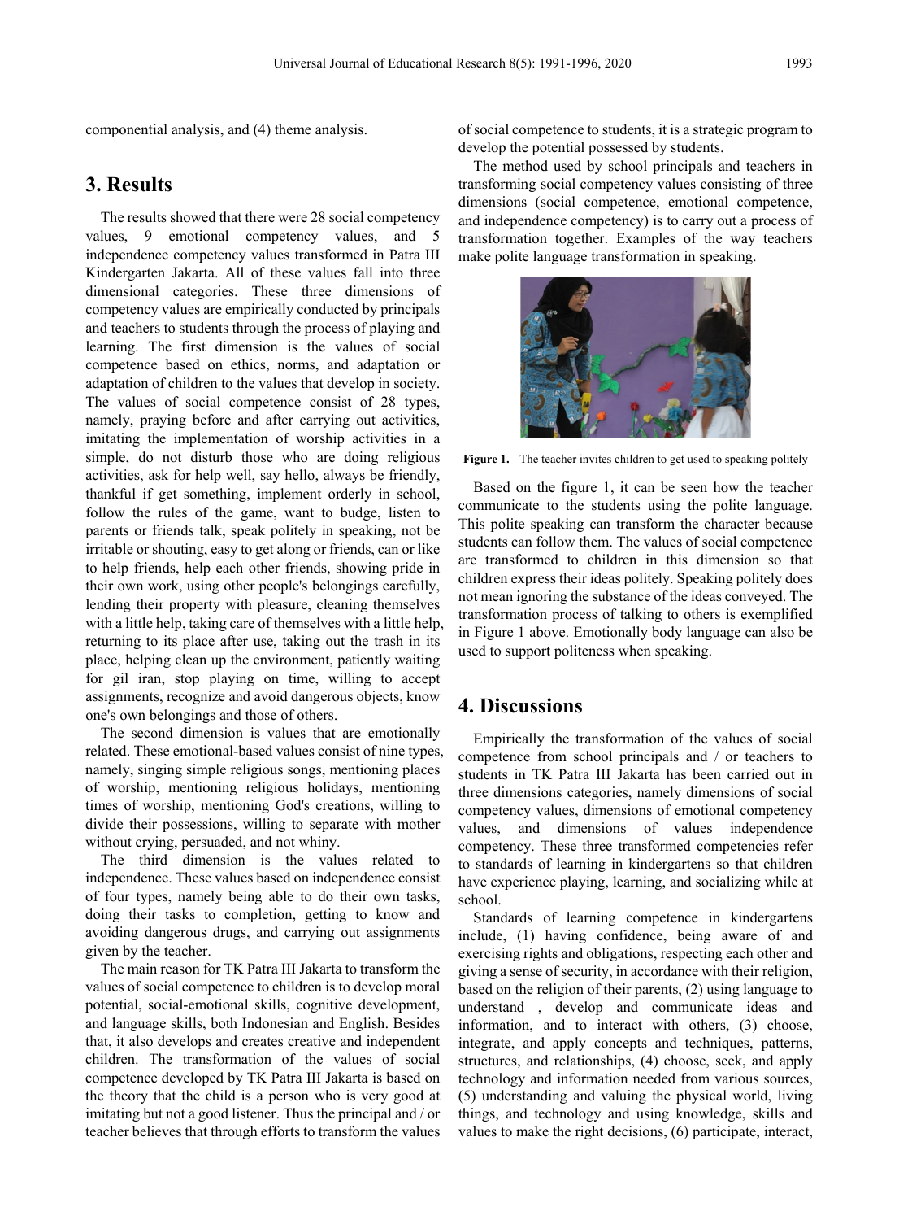componential analysis, and (4) theme analysis.

## 3. Results

The results showed that there were 28 social competency values, 9 emotional competency values, and 5 independence competency values transformed in Patra III Kindergarten Jakarta. All of these values fall into three dimensional categories. These three dimensions of competency values are empirically conducted by principals and teachers to students through the process of playing and learning. The first dimension is the values of social competence based on ethics, norms, and adaptation or adaptation of children to the values that develop in society. The values of social competence consist of 28 types, namely, praying before and after carrying out activities, imitating the implementation of worship activities in a simple, do not disturb those who are doing religious activities, ask for help well, say hello, always be friendly, thankful if get something, implement orderly in school, follow the rules of the game, want to budge, listen to parents or friends talk, speak politely in speaking, not be irritable or shouting, easy to get along or friends, can or like to help friends, help each other friends, showing pride in their own work, using other people's belongings carefully, lending their property with pleasure, cleaning themselves with a little help, taking care of themselves with a little help, returning to its place after use, taking out the trash in its place, helping clean up the environment, patiently waiting for gil iran, stop playing on time, willing to accept assignments, recognize and avoid dangerous objects, know one's own belongings and those of others.

The second dimension is values that are emotionally related. These emotional-based values consist of nine types, namely, singing simple religious songs, mentioning places of worship, mentioning religious holidays, mentioning times of worship, mentioning God's creations, willing to divide their possessions, willing to separate with mother without crying, persuaded, and not whiny.

The third dimension is the values related to independence. These values based on independence consist of four types, namely being able to do their own tasks, doing their tasks to completion, getting to know and avoiding dangerous drugs, and carrying out assignments given by the teacher.

The main reason for TK Patra III Jakarta to transform the values of social competence to children is to develop moral potential, social-emotional skills, cognitive development, and language skills, both Indonesian and English. Besides that, it also develops and creates creative and independent children. The transformation of the values of social competence developed by TK Patra III Jakarta is based on the theory that the child is a person who is very good at imitating but not a good listener. Thus the principal and / or teacher believes that through efforts to transform the values of social competence to students, it is a strategic program to develop the potential possessed by students.

The method used by school principals and teachers in transforming social competency values consisting of three dimensions (social competence, emotional competence, and independence competency) is to carry out a process of transformation together. Examples of the way teachers make polite language transformation in speaking.

**Figure 1.** The teacher invites children to get used to speaking politely

Based on the figure 1, it can be seen how the teacher communicate to the students using the polite language. This polite speaking can transform the character because students can follow them. The values of social competence are transformed to children in this dimension so that children express their ideas politely. Speaking politely does not mean ignoring the substance of the ideas conveyed. The transformation process of talking to others is exemplified in Figure 1 above. Emotionally body language can also be used to support politeness when speaking.

## 4. Discussions

Empirically the transformation of the values of social competence from school principals and / or teachers to students in TK Patra III Jakarta has been carried out in three dimensions categories, namely dimensions of social competency values, dimensions of emotional competency values, and dimensions of values independence competency. These three transformed competencies refer to standards of learning in kindergartens so that children have experience playing, learning, and socializing while at school.

Standards of learning competence in kindergartens include, (1) having confidence, being aware of and exercising rights and obligations, respecting each other and giving a sense of security, in accordance with their religion, based on the religion of their parents, (2) using language to understand , develop and communicate ideas and information, and to interact with others, (3) choose, integrate, and apply concepts and techniques, patterns, structures, and relationships, (4) choose, seek, and apply technology and information needed from various sources, (5) understanding and valuing the physical world, living things, and technology and using knowledge, skills and values to make the right decisions, (6) participate, interact,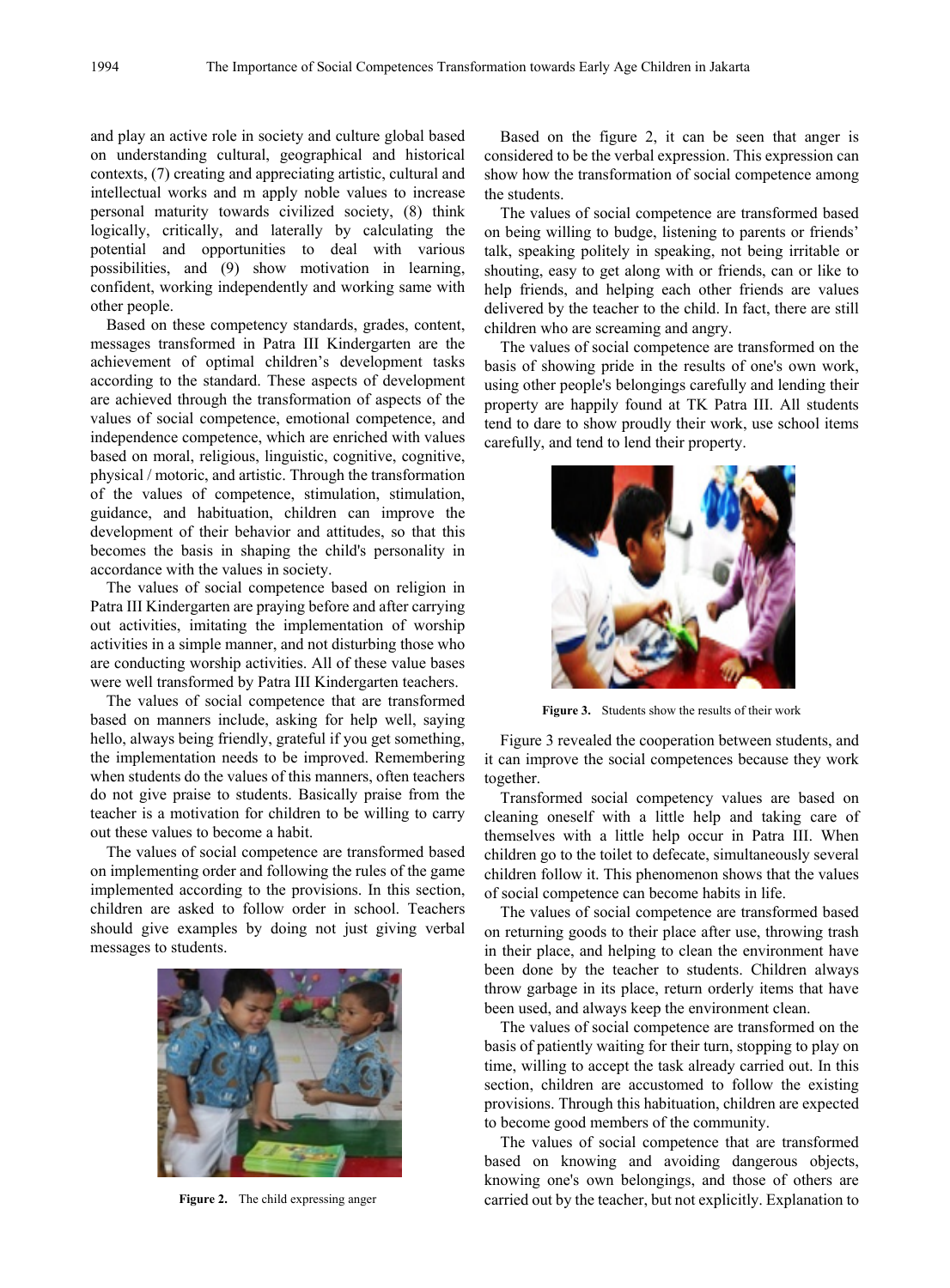and play an active role in society and culture global based on understanding cultural, geographical and historical contexts, (7) creating and appreciating artistic, cultural and intellectual works and m apply noble values to increase personal maturity towards civilized society, (8) think logically, critically, and laterally by calculating the potential and opportunities to deal with various possibilities, and (9) show motivation in learning, confident, working independently and working same with other people.

Based on these competency standards, grades, content, messages transformed in Patra III Kindergarten are the achievement of optimal children's development tasks according to the standard. These aspects of development are achieved through the transformation of aspects of the values of social competence, emotional competence, and independence competence, which are enriched with values based on moral, religious, linguistic, cognitive, cognitive, physical / motoric, and artistic. Through the transformation of the values of competence, stimulation, stimulation, guidance, and habituation, children can improve the development of their behavior and attitudes, so that this becomes the basis in shaping the child's personality in accordance with the values in society.

The values of social competence based on religion in Patra III Kindergarten are praying before and after carrying out activities, imitating the implementation of worship activities in a simple manner, and not disturbing those who are conducting worship activities. All of these value bases were well transformed by Patra III Kindergarten teachers.

The values of social competence that are transformed based on manners include, asking for help well, saying hello, always being friendly, grateful if you get something, the implementation needs to be improved. Remembering when students do the values of this manners, often teachers do not give praise to students. Basically praise from the teacher is a motivation for children to be willing to carry out these values to become a habit.

The values of social competence are transformed based on implementing order and following the rules of the game implemented according to the provisions. In this section, children are asked to follow order in school. Teachers should give examples by doing not just giving verbal messages to students.

**Figure 2.** The child expressing anger

Based on the figure 2, it can be seen that anger is considered to be the verbal expression. This expression can show how the transformation of social competence among the students.

The values of social competence are transformed based on being willing to budge, listening to parents or friends' talk, speaking politely in speaking, not being irritable or shouting, easy to get along with or friends, can or like to help friends, and helping each other friends are values delivered by the teacher to the child. In fact, there are still children who are screaming and angry.

The values of social competence are transformed on the basis of showing pride in the results of one's own work, using other people's belongings carefully and lending their property are happily found at TK Patra III. All students tend to dare to show proudly their work, use school items carefully, and tend to lend their property.

**Figure 3.** Students show the results of their work

Figure 3 revealed the cooperation between students, and it can improve the social competences because they work together.

Transformed social competency values are based on cleaning oneself with a little help and taking care of themselves with a little help occur in Patra III. When children go to the toilet to defecate, simultaneously several children follow it. This phenomenon shows that the values of social competence can become habits in life.

The values of social competence are transformed based on returning goods to their place after use, throwing trash in their place, and helping to clean the environment have been done by the teacher to students. Children always throw garbage in its place, return orderly items that have been used, and always keep the environment clean.

The values of social competence are transformed on the basis of patiently waiting for their turn, stopping to play on time, willing to accept the task already carried out. In this section, children are accustomed to follow the existing provisions. Through this habituation, children are expected to become good members of the community.

The values of social competence that are transformed based on knowing and avoiding dangerous objects, knowing one's own belongings, and those of others are carried out by the teacher, but not explicitly. Explanation to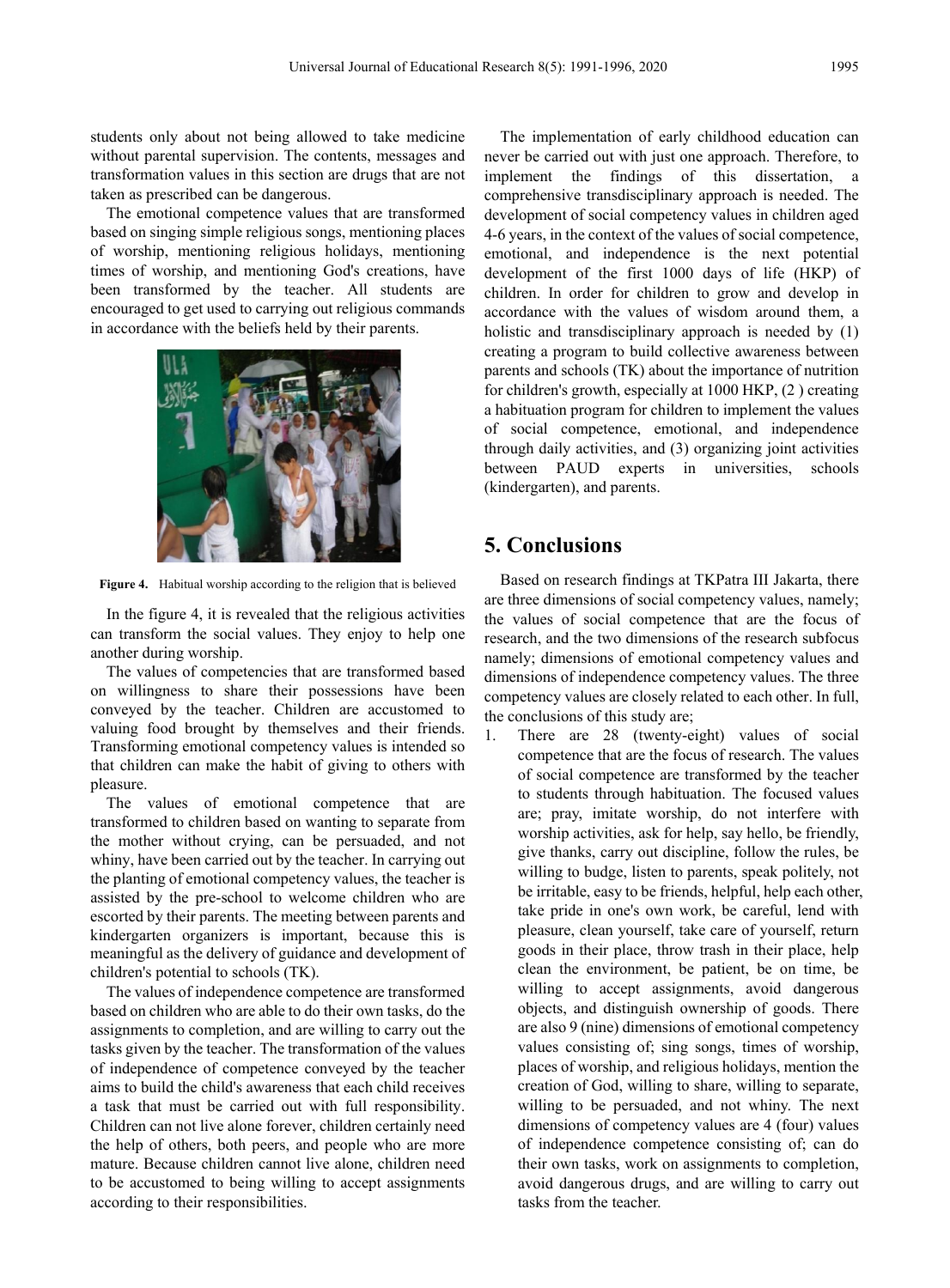students only about not being allowed to take medicine without parental supervision. The contents, messages and transformation values in this section are drugs that are not taken as prescribed can be dangerous.

The emotional competence values that are transformed based on singing simple religious songs, mentioning places of worship, mentioning religious holidays, mentioning times of worship, and mentioning God's creations, have been transformed by the teacher. All students are encouraged to get used to carrying out religious commands in accordance with the beliefs held by their parents.

**Figure 4.** Habitual worship according to the religion that is believed

In the figure 4, it is revealed that the religious activities can transform the social values. They enjoy to help one another during worship.

The values of competencies that are transformed based on willingness to share their possessions have been conveyed by the teacher. Children are accustomed to valuing food brought by themselves and their friends. Transforming emotional competency values is intended so that children can make the habit of giving to others with pleasure.

The values of emotional competence that are transformed to children based on wanting to separate from the mother without crying, can be persuaded, and not whiny, have been carried out by the teacher. In carrying out the planting of emotional competency values, the teacher is assisted by the pre-school to welcome children who are escorted by their parents. The meeting between parents and kindergarten organizers is important, because this is meaningful as the delivery of guidance and development of children's potential to schools (TK).

The values of independence competence are transformed based on children who are able to do their own tasks, do the assignments to completion, and are willing to carry out the tasks given by the teacher. The transformation of the values of independence of competence conveyed by the teacher aims to build the child's awareness that each child receives a task that must be carried out with full responsibility. Children can not live alone forever, children certainly need the help of others, both peers, and people who are more mature. Because children cannot live alone, children need to be accustomed to being willing to accept assignments according to their responsibilities.

The implementation of early childhood education can never be carried out with just one approach. Therefore, to implement the findings of this dissertation, a comprehensive transdisciplinary approach is needed. The development of social competency values in children aged 4-6 years, in the context of the values of social competence, emotional, and independence is the next potential development of the first 1000 days of life (HKP) of children. In order for children to grow and develop in accordance with the values of wisdom around them, a holistic and transdisciplinary approach is needed by (1) creating a program to build collective awareness between parents and schools (TK) about the importance of nutrition for children's growth, especially at 1000 HKP, (2 ) creating a habituation program for children to implement the values of social competence, emotional, and independence through daily activities, and (3) organizing joint activities between PAUD experts in universities, schools (kindergarten), and parents.

## 5. Conclusions

Based on research findings at TKPatra III Jakarta, there are three dimensions of social competency values, namely; the values of social competence that are the focus of research, and the two dimensions of the research subfocus namely; dimensions of emotional competency values and dimensions of independence competency values. The three competency values are closely related to each other. In full, the conclusions of this study are;

1. There are 28 (twenty-eight) values of social competence that are the focus of research. The values of social competence are transformed by the teacher to students through habituation. The focused values are; pray, imitate worship, do not interfere with worship activities, ask for help, say hello, be friendly, give thanks, carry out discipline, follow the rules, be willing to budge, listen to parents, speak politely, not be irritable, easy to be friends, helpful, help each other, take pride in one's own work, be careful, lend with pleasure, clean yourself, take care of yourself, return goods in their place, throw trash in their place, help clean the environment, be patient, be on time, be willing to accept assignments, avoid dangerous objects, and distinguish ownership of goods. There are also 9 (nine) dimensions of emotional competency values consisting of; sing songs, times of worship, places of worship, and religious holidays, mention the creation of God, willing to share, willing to separate, willing to be persuaded, and not whiny. The next dimensions of competency values are 4 (four) values of independence competence consisting of; can do their own tasks, work on assignments to completion, avoid dangerous drugs, and are willing to carry out tasks from the teacher.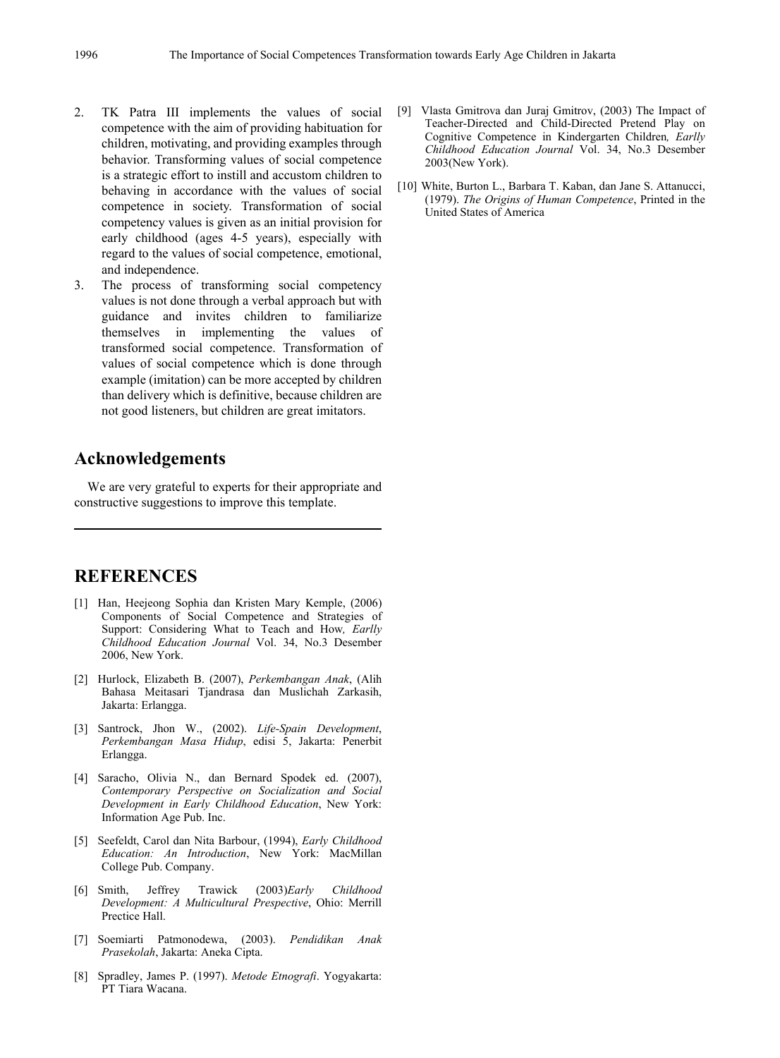2. TK Patra III implements the values of social competence with the aim of providing habituation for children, motivating, and providing examples through behavior. Transforming values of social competence is a strategic effort to instill and accustom children to behaving in accordance with the values of social competence in society. Transformation of social competency values is given as an initial provision for early childhood (ages 4-5 years), especially with regard to the values of social competence, emotional, and independence.
3. The process of transforming social competency values is not done through a verbal approach but with guidance and invites children to familiarize themselves in implementing the values of transformed social competence. Transformation of values of social competence which is done through example (imitation) can be more accepted by children than delivery which is definitive, because children are not good listeners, but children are great imitators.

## Acknowledgements

We are very grateful to experts for their appropriate and constructive suggestions to improve this template.

## REFERENCES

[1] Han, Heejeong Sophia dan Kristen Mary Kemple, (2006) Components of Social Competence and Strategies of Support: Considering What to Teach and How*, Earlly Childhood Education Journal* Vol. 34, No.3 Desember 2006, New York.

[2] Hurlock, Elizabeth B. (2007), *Perkembangan Anak*, (Alih Bahasa Meitasari Tjandrasa dan Muslichah Zarkasih, Jakarta: Erlangga.

[3] Santrock, Jhon W., (2002). *Life-Spain Development*, *Perkembangan Masa Hidup*, edisi 5, Jakarta: Penerbit Erlangga.

[4] Saracho, Olivia N., dan Bernard Spodek ed. (2007), *Contemporary Perspective on Socialization and Social Development in Early Childhood Education*, New York: Information Age Pub. Inc.

[5] Seefeldt, Carol dan Nita Barbour, (1994), *Early Childhood Education: An Introduction*, New York: MacMillan College Pub. Company.

[6] Smith, Jeffrey Trawick (2003)*Early Childhood Development: A Multicultural Prespective*, Ohio: Merrill Prectice Hall.

[7] Soemiarti Patmonodewa, (2003). *Pendidikan Anak Prasekolah*, Jakarta: Aneka Cipta.

[8] Spradley, James P. (1997). *Metode Etnografi*. Yogyakarta: PT Tiara Wacana.

[9] Vlasta Gmitrova dan Juraj Gmitrov, (2003) The Impact of Teacher-Directed and Child-Directed Pretend Play on Cognitive Competence in Kindergarten Children*, Earlly Childhood Education Journal* Vol. 34, No.3 Desember 2003(New York).

[10] White, Burton L., Barbara T. Kaban, dan Jane S. Attanucci, (1979). *The Origins of Human Competence*, Printed in the United States of America